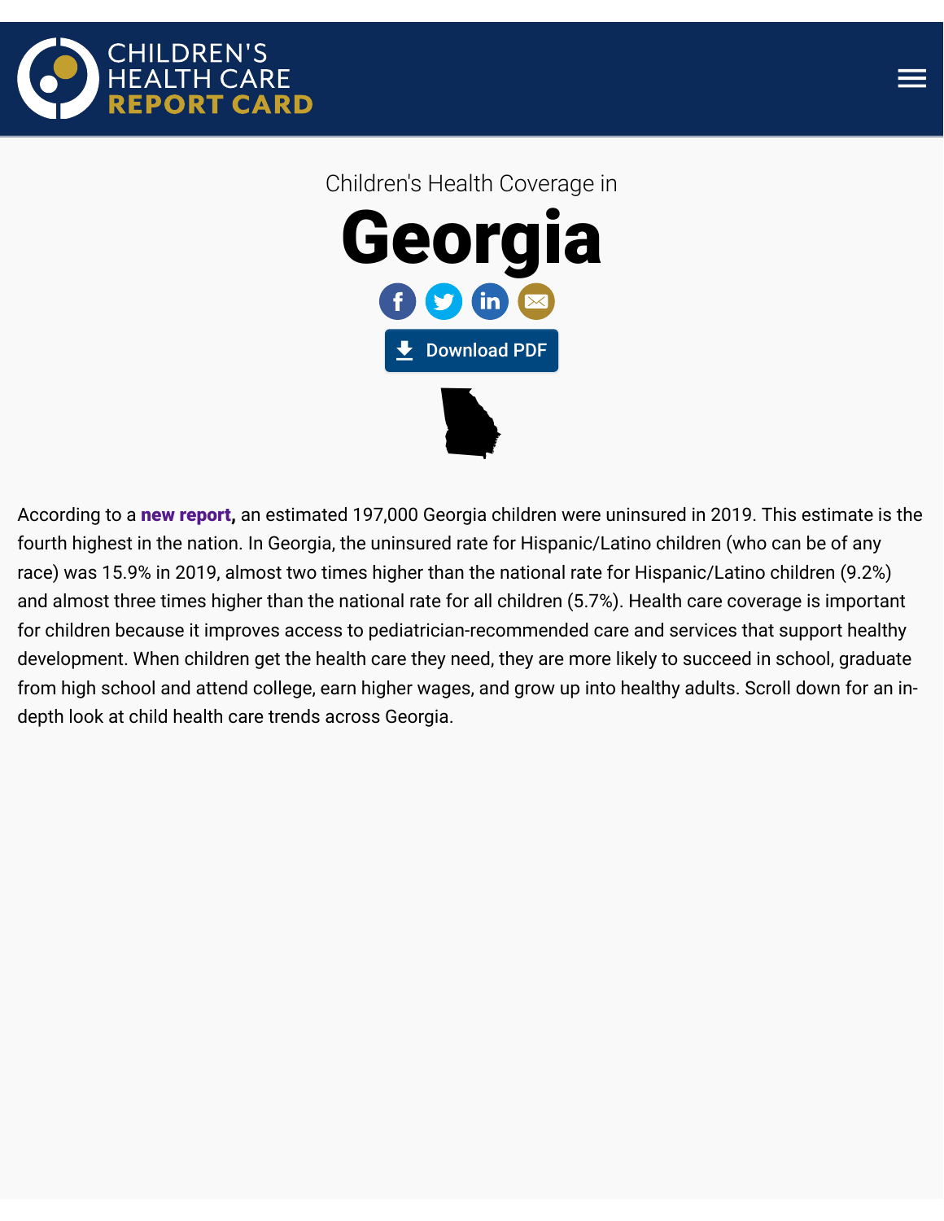CHILDREN'S HEALTH CARE **REPORT CARD**

Children's Health Coverage in

# Georgia

Download PDF

According to a **new report**, an estimated 197,000 Georgia children were uninsured in 2019. This estimate is the fourth highest in the nation. In Georgia, the uninsured rate for Hispanic/Latino children (who can be of any race) was 15.9% in 2019, almost two times higher than the national rate for Hispanic/Latino children (9.2%) and almost three times higher than the national rate for all children (5.7%). Health care coverage is important for children because it improves access to pediatrician-recommended care and services that support healthy development. When children get the health care they need, they are more likely to succeed in school, graduate from high school and attend college, earn higher wages, and grow up into healthy adults. Scroll down for an in-depth look at child health care trends across Georgia.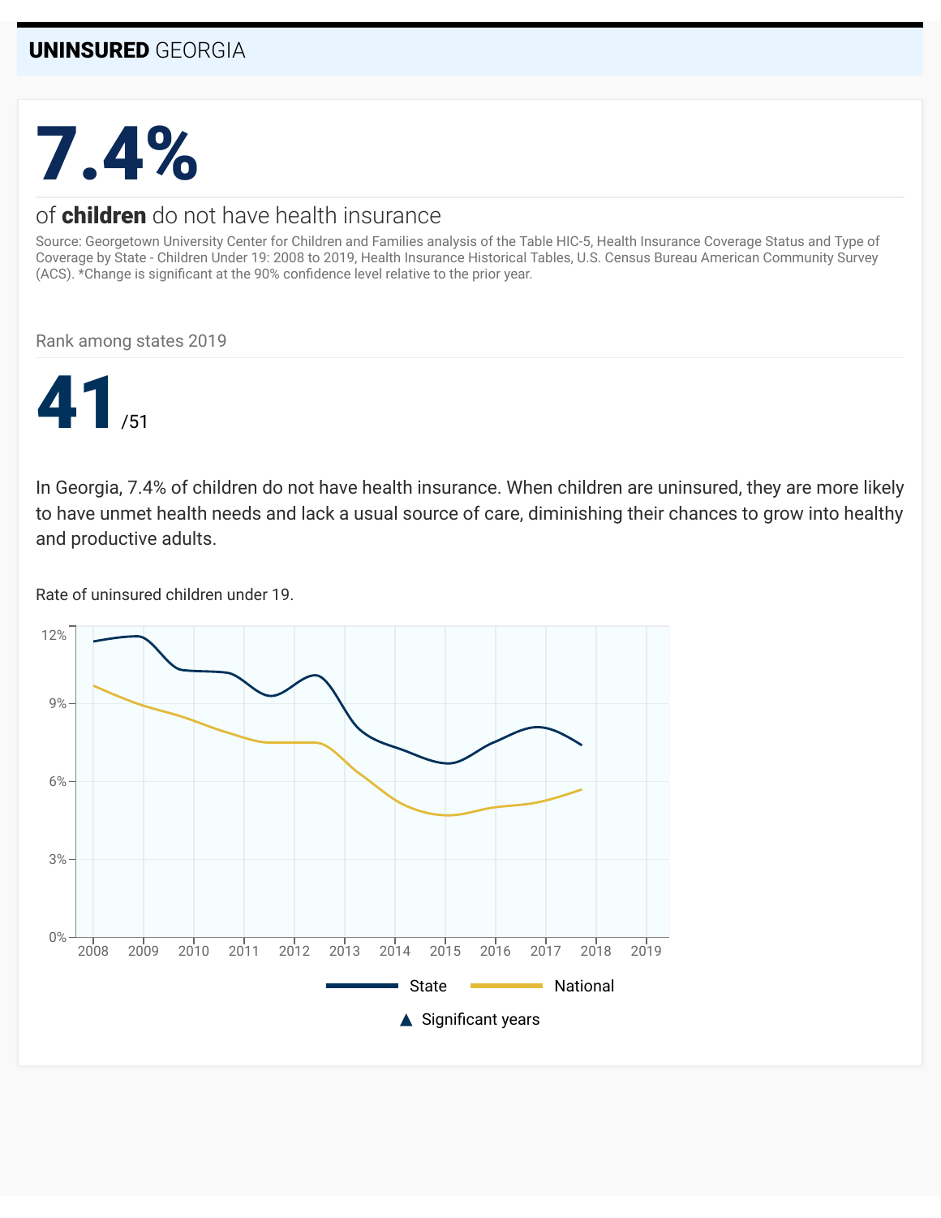## **UNINSURED** GEORGIA

# 7.4%

of **children** do not have health insurance

Source: Georgetown University Center for Children and Families analysis of the Table HIC-5, Health Insurance Coverage Status and Type of Coverage by State - Children Under 19: 2008 to 2019, Health Insurance Historical Tables, U.S. Census Bureau American Community Survey (ACS). *Change is significant at the 90% confidence level relative to the prior year.

Rank among states 2019

# 41 /51

In Georgia, 7.4% of children do not have health insurance. When children are uninsured, they are more likely to have unmet health needs and lack a usual source of care, diminishing their chances to grow into healthy and productive adults.

Rate of uninsured children under 19.

12%
9%
6%
3%
0%

2008 2009 2010 2011 2012 2013 2014 2015 2016 2017 2018 2019

State National

▲ Significant years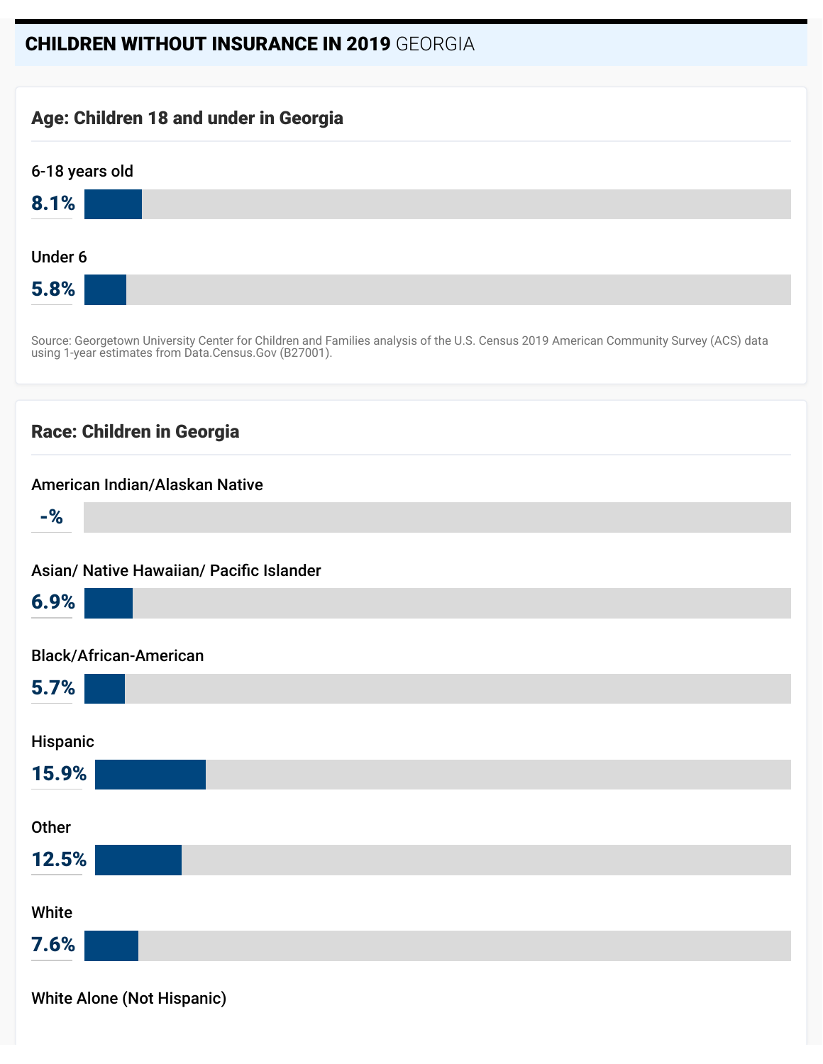## **CHILDREN WITHOUT INSURANCE IN 2019** GEORGIA

### Age: Children 18 and under in Georgia

6-18 years old

**8.1%**

Under 6

**5.8%**

Source: Georgetown University Center for Children and Families analysis of the U.S. Census 2019 American Community Survey (ACS) data using 1-year estimates from Data.Census.Gov (B27001).

### Race: Children in Georgia

American Indian/Alaskan Native

**-%**

Asian/ Native Hawaiian/ Pacific Islander

**6.9%**

Black/African-American

**5.7%**

Hispanic

**15.9%**

Other

**12.5%**

White

**7.6%**

White Alone (Not Hispanic)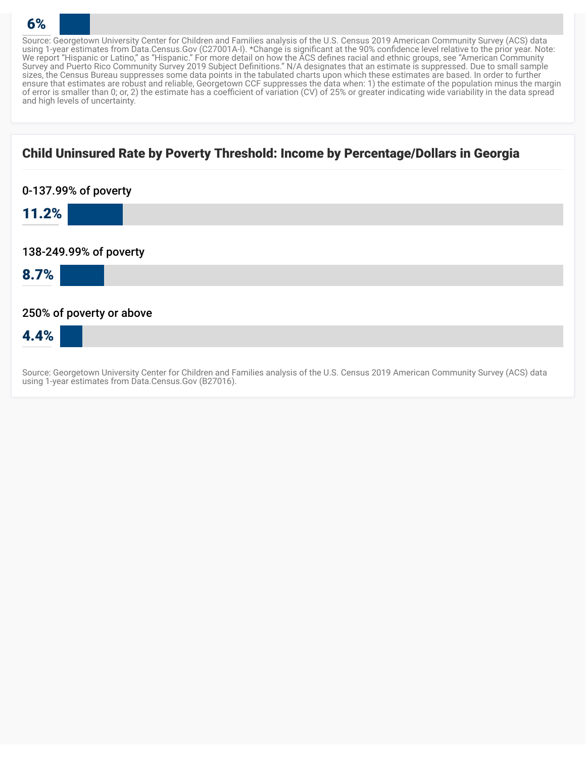6%

Source: Georgetown University Center for Children and Families analysis of the U.S. Census 2019 American Community Survey (ACS) data using 1-year estimates from Data.Census.Gov (C27001A-I). *Change is significant at the 90% confidence level relative to the prior year. Note: We report "Hispanic or Latino," as "Hispanic." For more detail on how the ACS defines racial and ethnic groups, see "American Community Survey and Puerto Rico Community Survey 2019 Subject Definitions." N/A designates that an estimate is suppressed. Due to small sample sizes, the Census Bureau suppresses some data points in the tabulated charts upon which these estimates are based. In order to further ensure that estimates are robust and reliable, Georgetown CCF suppresses the data when: 1) the estimate of the population minus the margin of error is smaller than 0; or, 2) the estimate has a coefficient of variation (CV) of 25% or greater indicating wide variability in the data spread and high levels of uncertainty.

## Child Uninsured Rate by Poverty Threshold: Income by Percentage/Dollars in Georgia

0-137.99% of poverty

**11.2%**

138-249.99% of poverty

**8.7%**

250% of poverty or above

**4.4%**

Source: Georgetown University Center for Children and Families analysis of the U.S. Census 2019 American Community Survey (ACS) data using 1-year estimates from Data.Census.Gov (B27016).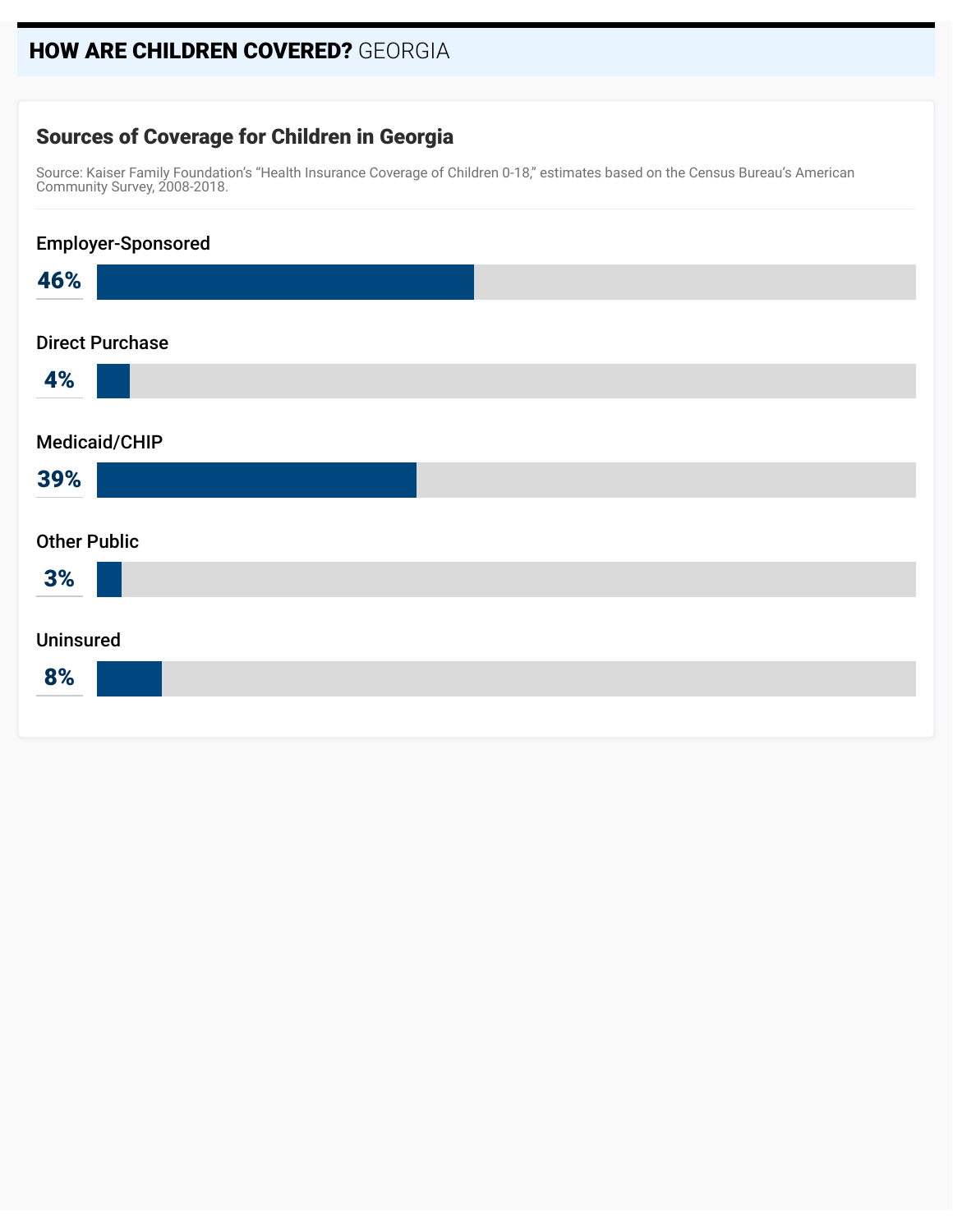## HOW ARE CHILDREN COVERED? GEORGIA

### Sources of Coverage for Children in Georgia

Source: Kaiser Family Foundation's "Health Insurance Coverage of Children 0-18," estimates based on the Census Bureau's American Community Survey, 2008-2018.

**Employer-Sponsored**
46%

**Direct Purchase**
4%

**Medicaid/CHIP**
39%

**Other Public**
3%

**Uninsured**
8%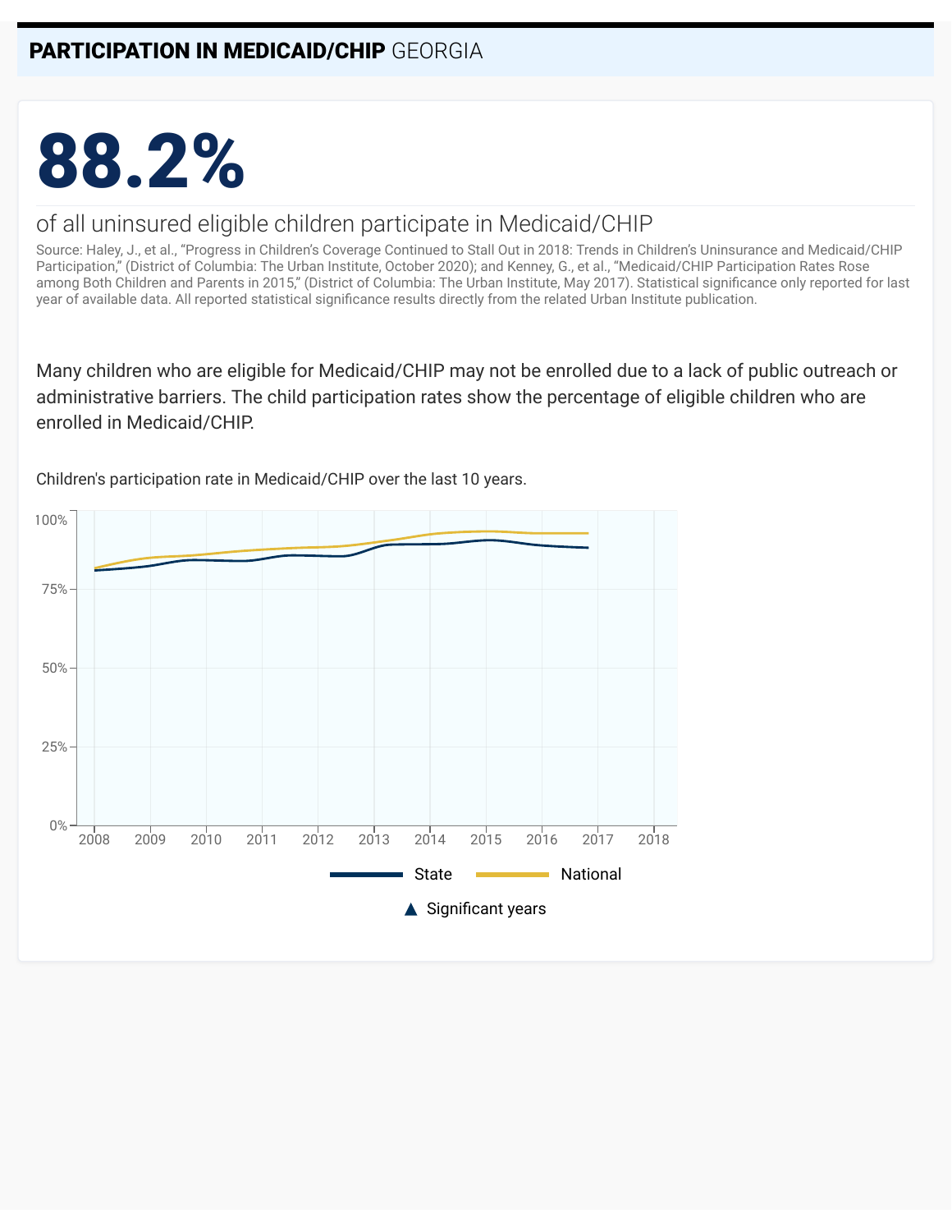## **PARTICIPATION IN MEDICAID/CHIP** GEORGIA

# 88.2%

of all uninsured eligible children participate in Medicaid/CHIP

Source: Haley, J., et al., "Progress in Children's Coverage Continued to Stall Out in 2018: Trends in Children's Uninsurance and Medicaid/CHIP Participation," (District of Columbia: The Urban Institute, October 2020); and Kenney, G., et al., "Medicaid/CHIP Participation Rates Rose among Both Children and Parents in 2015," (District of Columbia: The Urban Institute, May 2017). Statistical significance only reported for last year of available data. All reported statistical significance results directly from the related Urban Institute publication.

Many children who are eligible for Medicaid/CHIP may not be enrolled due to a lack of public outreach or administrative barriers. The child participation rates show the percentage of eligible children who are enrolled in Medicaid/CHIP.

Children's participation rate in Medicaid/CHIP over the last 10 years.

100%
75%
50%
25%
0%

2008 2009 2010 2011 2012 2013 2014 2015 2016 2017 2018

State National

▲ Significant years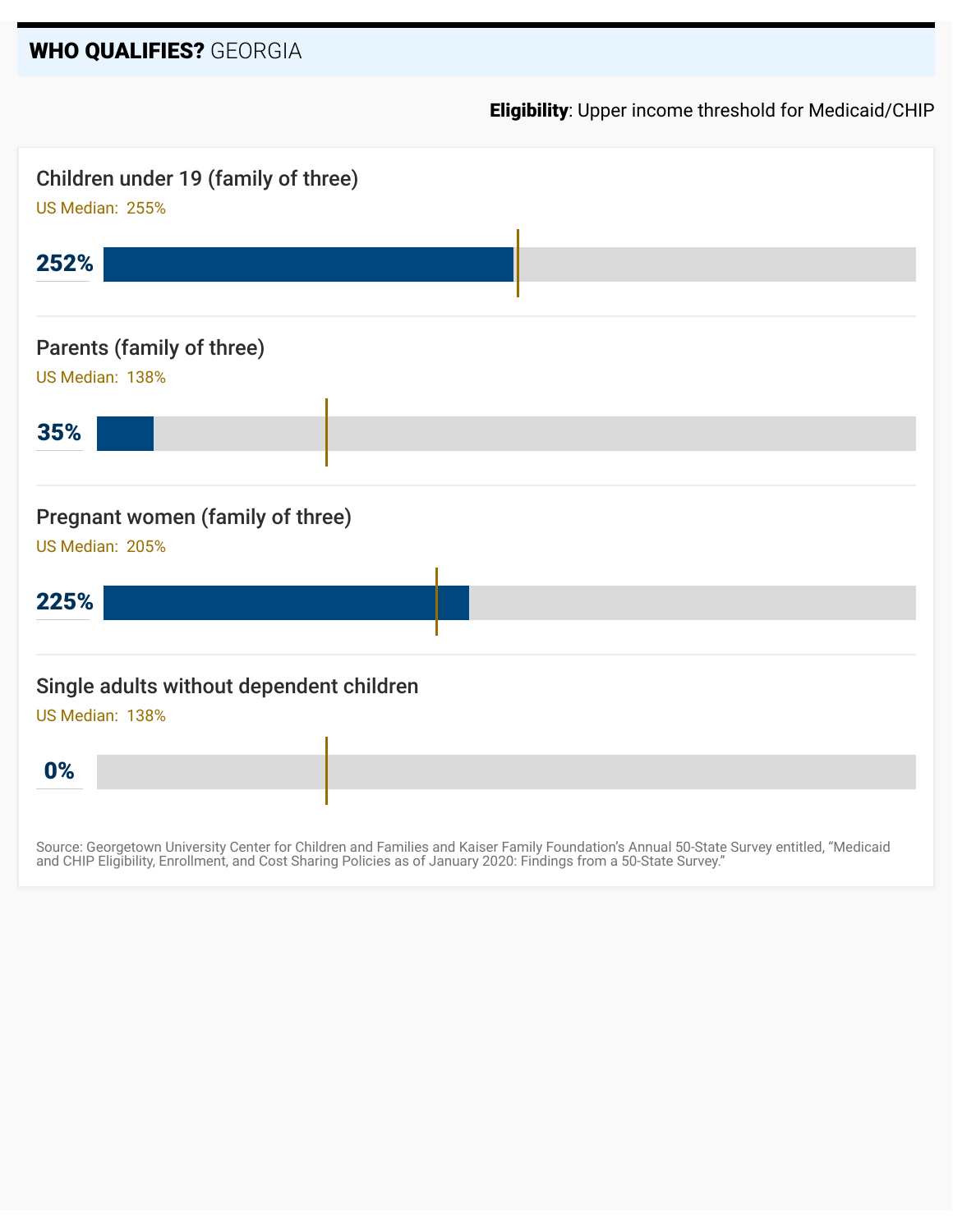## **WHO QUALIFIES?** GEORGIA

**Eligibility**: Upper income threshold for Medicaid/CHIP

### Children under 19 (family of three)

US Median: 255%

**252%**

### Parents (family of three)

US Median: 138%

**35%**

### Pregnant women (family of three)

US Median: 205%

**225%**

### Single adults without dependent children

US Median: 138%

**0%**

Source: Georgetown University Center for Children and Families and Kaiser Family Foundation's Annual 50-State Survey entitled, "Medicaid and CHIP Eligibility, Enrollment, and Cost Sharing Policies as of January 2020: Findings from a 50-State Survey."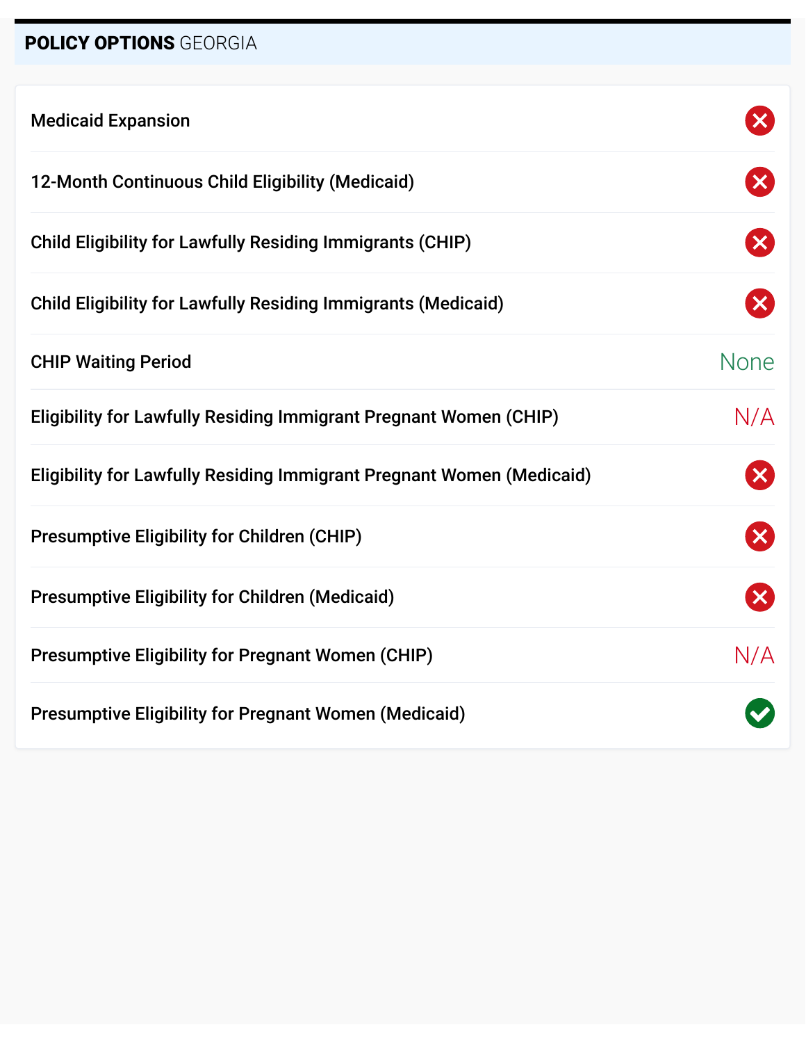## **POLICY OPTIONS** GEORGIA

| Policy | Status |
|---|---|
| Medicaid Expansion | ✗ |
| 12-Month Continuous Child Eligibility (Medicaid) | ✗ |
| Child Eligibility for Lawfully Residing Immigrants (CHIP) | ✗ |
| Child Eligibility for Lawfully Residing Immigrants (Medicaid) | ✗ |
| CHIP Waiting Period | None |
| Eligibility for Lawfully Residing Immigrant Pregnant Women (CHIP) | N/A |
| Eligibility for Lawfully Residing Immigrant Pregnant Women (Medicaid) | ✗ |
| Presumptive Eligibility for Children (CHIP) | ✗ |
| Presumptive Eligibility for Children (Medicaid) | ✗ |
| Presumptive Eligibility for Pregnant Women (CHIP) | N/A |
| Presumptive Eligibility for Pregnant Women (Medicaid) | ✓ |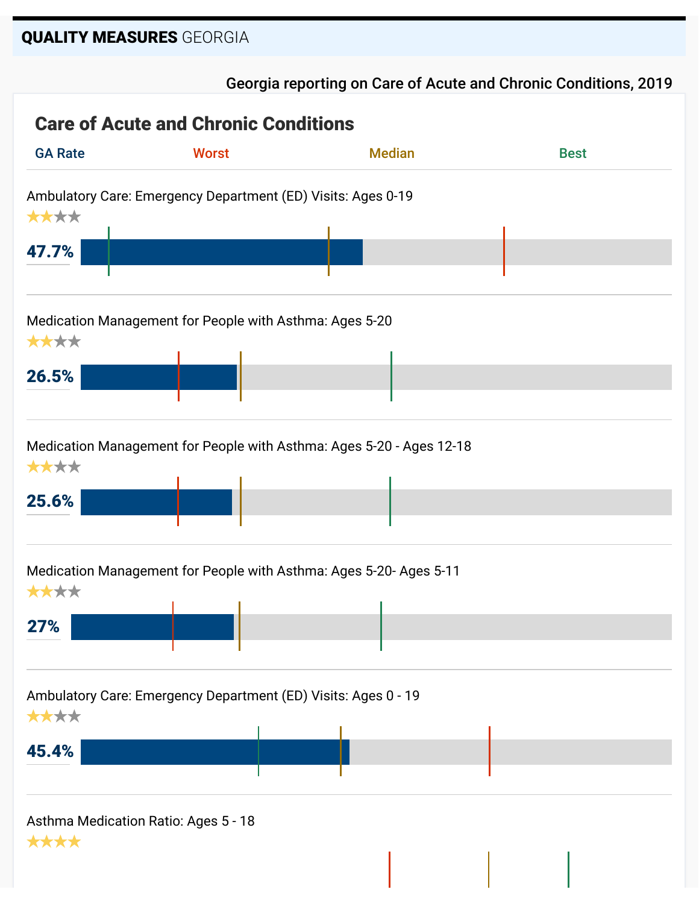## QUALITY MEASURES GEORGIA

Georgia reporting on Care of Acute and Chronic Conditions, 2019

### Care of Acute and Chronic Conditions

GA Rate | Worst | Median | Best

Ambulatory Care: Emergency Department (ED) Visits: Ages 0-19

★★★★

**47.7%**

Medication Management for People with Asthma: Ages 5-20

★★★★

**26.5%**

Medication Management for People with Asthma: Ages 5-20 - Ages 12-18

★★★★

**25.6%**

Medication Management for People with Asthma: Ages 5-20- Ages 5-11

★★★★

**27%**

Ambulatory Care: Emergency Department (ED) Visits: Ages 0 - 19

★★★★

**45.4%**

Asthma Medication Ratio: Ages 5 - 18

★★★★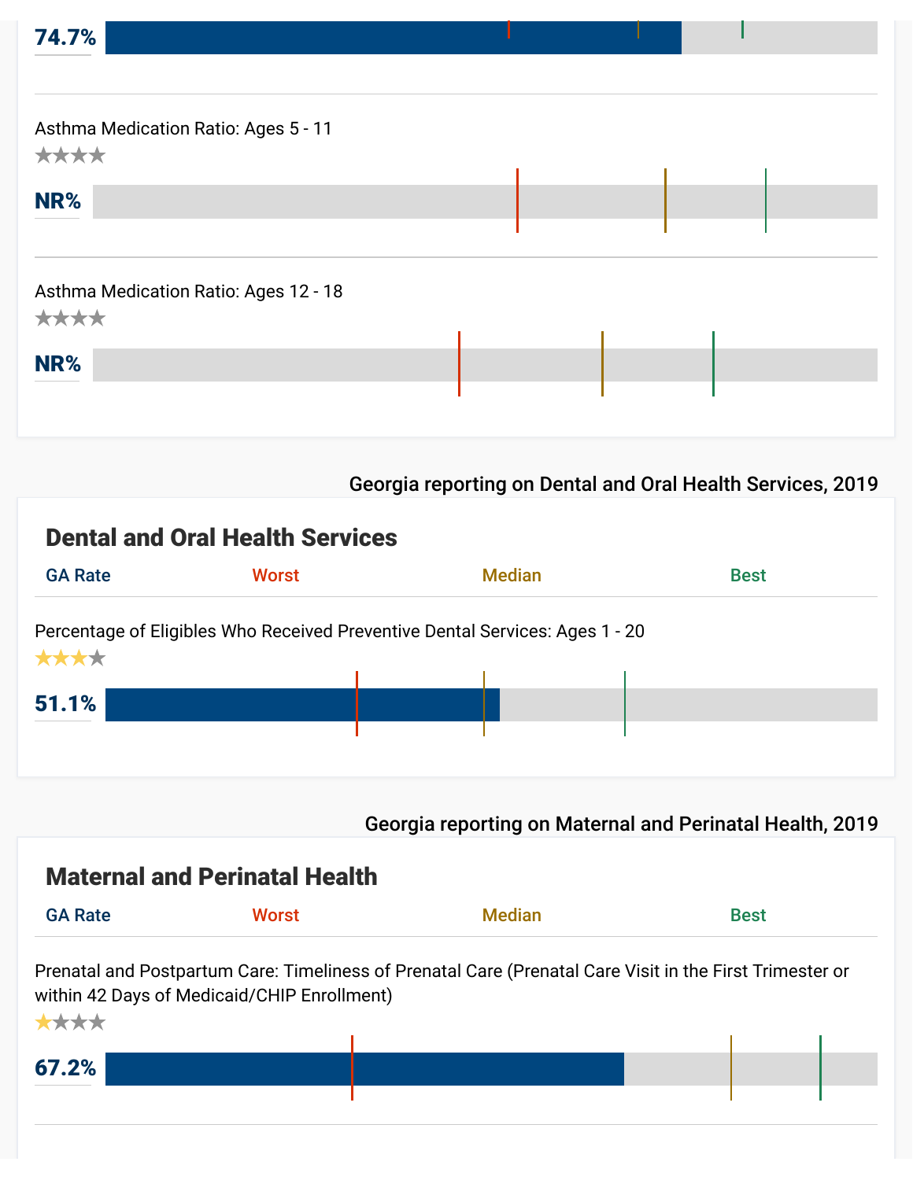74.7%

Asthma Medication Ratio: Ages 5 - 11

★★★★

NR%

Asthma Medication Ratio: Ages 12 - 18

★★★★

NR%

Georgia reporting on Dental and Oral Health Services, 2019

## Dental and Oral Health Services

GA Rate | Worst | Median | Best

Percentage of Eligibles Who Received Preventive Dental Services: Ages 1 - 20

★★★★

51.1%

Georgia reporting on Maternal and Perinatal Health, 2019

## Maternal and Perinatal Health

GA Rate | Worst | Median | Best

Prenatal and Postpartum Care: Timeliness of Prenatal Care (Prenatal Care Visit in the First Trimester or within 42 Days of Medicaid/CHIP Enrollment)

★★★★

67.2%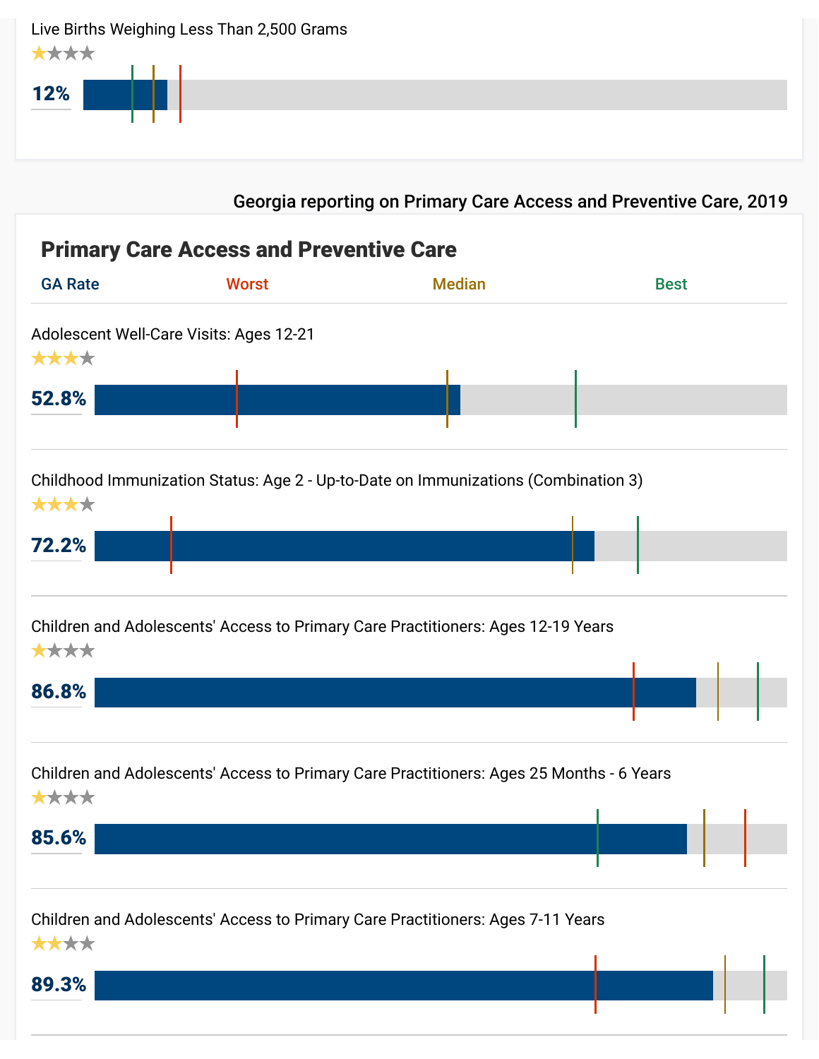Live Births Weighing Less Than 2,500 Grams

★☆☆☆

**12%**

Georgia reporting on Primary Care Access and Preventive Care, 2019

## Primary Care Access and Preventive Care

GA Rate | Worst | Median | Best

Adolescent Well-Care Visits: Ages 12-21

★★★☆

**52.8%**

Childhood Immunization Status: Age 2 - Up-to-Date on Immunizations (Combination 3)

★★★☆

**72.2%**

Children and Adolescents' Access to Primary Care Practitioners: Ages 12-19 Years

★☆☆☆

**86.8%**

Children and Adolescents' Access to Primary Care Practitioners: Ages 25 Months - 6 Years

★☆☆☆

**85.6%**

Children and Adolescents' Access to Primary Care Practitioners: Ages 7-11 Years

★★☆☆

**89.3%**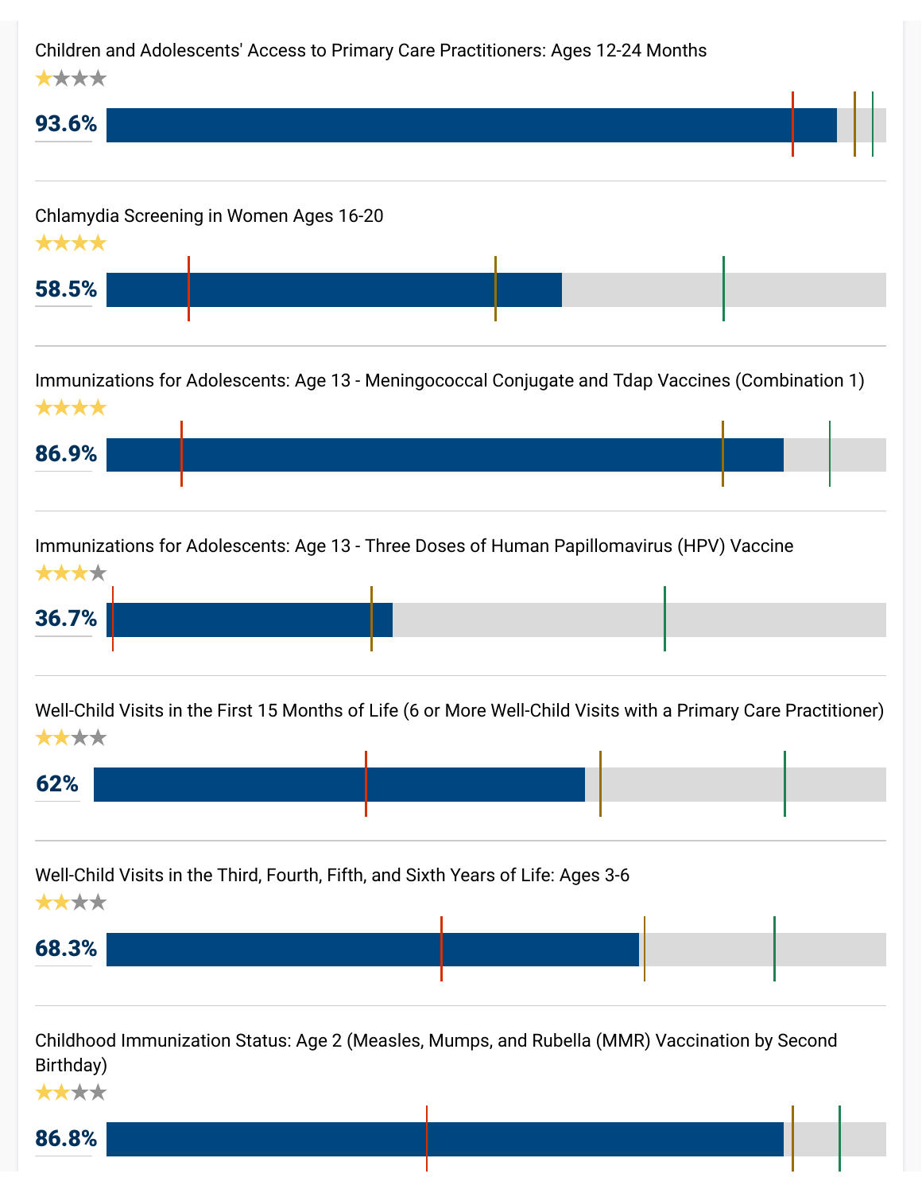Children and Adolescents' Access to Primary Care Practitioners: Ages 12-24 Months

★★★★

**93.6%**

Chlamydia Screening in Women Ages 16-20

★★★★

**58.5%**

Immunizations for Adolescents: Age 13 - Meningococcal Conjugate and Tdap Vaccines (Combination 1)

★★★★

**86.9%**

Immunizations for Adolescents: Age 13 - Three Doses of Human Papillomavirus (HPV) Vaccine

★★★★

**36.7%**

Well-Child Visits in the First 15 Months of Life (6 or More Well-Child Visits with a Primary Care Practitioner)

★★★★

**62%**

Well-Child Visits in the Third, Fourth, Fifth, and Sixth Years of Life: Ages 3-6

★★★★

**68.3%**

Childhood Immunization Status: Age 2 (Measles, Mumps, and Rubella (MMR) Vaccination by Second Birthday)

★★★★

**86.8%**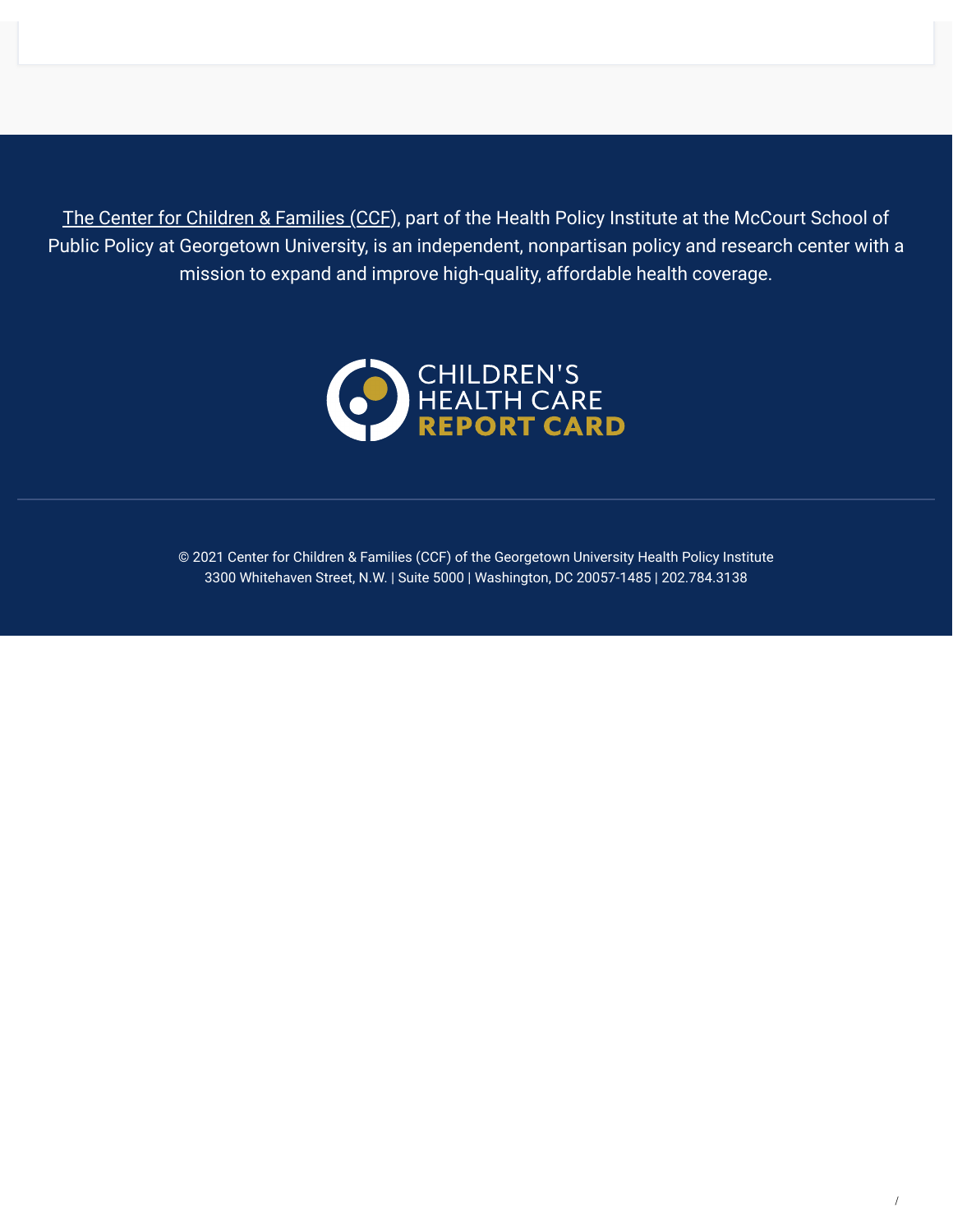The Center for Children & Families (CCF), part of the Health Policy Institute at the McCourt School of Public Policy at Georgetown University, is an independent, nonpartisan policy and research center with a mission to expand and improve high-quality, affordable health coverage.

CHILDREN'S HEALTH CARE REPORT CARD

© 2021 Center for Children & Families (CCF) of the Georgetown University Health Policy Institute
3300 Whitehaven Street, N.W. | Suite 5000 | Washington, DC 20057-1485 | 202.784.3138